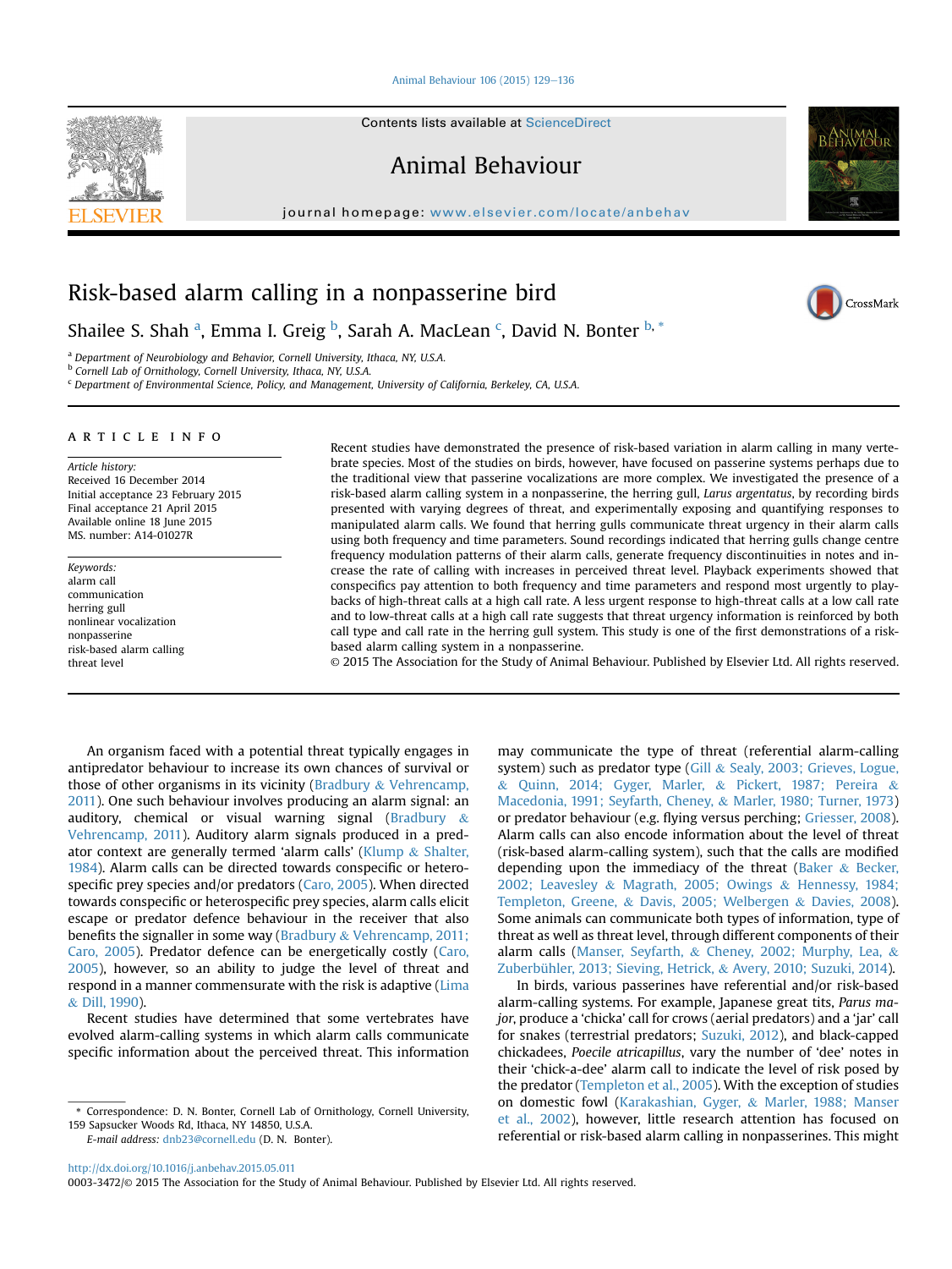# Risk-based alarm calling in a nonpasserine bird

Shailee S. Shah [a], Emma I. Greig [b], Sarah A. MacLean [c], David N. Bonter [b,*]

[a] Department of Neurobiology and Behavior, Cornell University, Ithaca, NY, U.S.A.
[b] Cornell Lab of Ornithology, Cornell University, Ithaca, NY, U.S.A.
[c] Department of Environmental Science, Policy, and Management, University of California, Berkeley, CA, U.S.A.

## ARTICLE INFO

*Article history:*
Received 16 December 2014
Initial acceptance 23 February 2015
Final acceptance 21 April 2015
Available online 18 June 2015
MS. number: A14-01027R

*Keywords:*
alarm call
communication
herring gull
nonlinear vocalization
nonpasserine
risk-based alarm calling
threat level

Recent studies have demonstrated the presence of risk-based variation in alarm calling in many vertebrate species. Most of the studies on birds, however, have focused on passerine systems perhaps due to the traditional view that passerine vocalizations are more complex. We investigated the presence of a risk-based alarm calling system in a nonpasserine, the herring gull, *Larus argentatus*, by recording birds presented with varying degrees of threat, and experimentally exposing and quantifying responses to manipulated alarm calls. We found that herring gulls communicate threat urgency in their alarm calls using both frequency and time parameters. Sound recordings indicated that herring gulls change centre frequency modulation patterns of their alarm calls, generate frequency discontinuities in notes and increase the rate of calling with increases in perceived threat level. Playback experiments showed that conspecifics pay attention to both frequency and time parameters and respond most urgently to playbacks of high-threat calls at a high call rate. A less urgent response to high-threat calls at a low call rate and to low-threat calls at a high call rate suggests that threat urgency information is reinforced by both call type and call rate in the herring gull system. This study is one of the first demonstrations of a risk-based alarm calling system in a nonpasserine.

© 2015 The Association for the Study of Animal Behaviour. Published by Elsevier Ltd. All rights reserved.

An organism faced with a potential threat typically engages in antipredator behaviour to increase its own chances of survival or those of other organisms in its vicinity (Bradbury & Vehrencamp, 2011). One such behaviour involves producing an alarm signal: an auditory, chemical or visual warning signal (Bradbury & Vehrencamp, 2011). Auditory alarm signals produced in a predator context are generally termed 'alarm calls' (Klump & Shalter, 1984). Alarm calls can be directed towards conspecific or heterospecific prey species and/or predators (Caro, 2005). When directed towards conspecific or heterospecific prey species, alarm calls elicit escape or predator defence behaviour in the receiver that also benefits the signaller in some way (Bradbury & Vehrencamp, 2011; Caro, 2005). Predator defence can be energetically costly (Caro, 2005), however, so an ability to judge the level of threat and respond in a manner commensurate with the risk is adaptive (Lima & Dill, 1990).

Recent studies have determined that some vertebrates have evolved alarm-calling systems in which alarm calls communicate specific information about the perceived threat. This information may communicate the type of threat (referential alarm-calling system) such as predator type (Gill & Sealy, 2003; Grieves, Logue, & Quinn, 2014; Gyger, Marler, & Pickert, 1987; Pereira & Macedonia, 1991; Seyfarth, Cheney, & Marler, 1980; Turner, 1973) or predator behaviour (e.g. flying versus perching; Griesser, 2008). Alarm calls can also encode information about the level of threat (risk-based alarm-calling system), such that the calls are modified depending upon the immediacy of the threat (Baker & Becker, 2002; Leavesley & Magrath, 2005; Owings & Hennessy, 1984; Templeton, Greene, & Davis, 2005; Welbergen & Davies, 2008). Some animals can communicate both types of information, type of threat as well as threat level, through different components of their alarm calls (Manser, Seyfarth, & Cheney, 2002; Murphy, Lea, & Zuberbühler, 2013; Sieving, Hetrick, & Avery, 2010; Suzuki, 2014).

In birds, various passerines have referential and/or risk-based alarm-calling systems. For example, Japanese great tits, *Parus major*, produce a 'chicka' call for crows (aerial predators) and a 'jar' call for snakes (terrestrial predators; Suzuki, 2012), and black-capped chickadees, *Poecile atricapillus*, vary the number of 'dee' notes in their 'chick-a-dee' alarm call to indicate the level of risk posed by the predator (Templeton et al., 2005). With the exception of studies on domestic fowl (Karakashian, Gyger, & Marler, 1988; Manser et al., 2002), however, little research attention has focused on referential or risk-based alarm calling in nonpasserines. This might

* Correspondence: D. N. Bonter, Cornell Lab of Ornithology, Cornell University, 159 Sapsucker Woods Rd, Ithaca, NY 14850, U.S.A.
*E-mail address:* dnb23@cornell.edu (D. N. Bonter).

http://dx.doi.org/10.1016/j.anbehav.2015.05.011
0003-3472/© 2015 The Association for the Study of Animal Behaviour. Published by Elsevier Ltd. All rights reserved.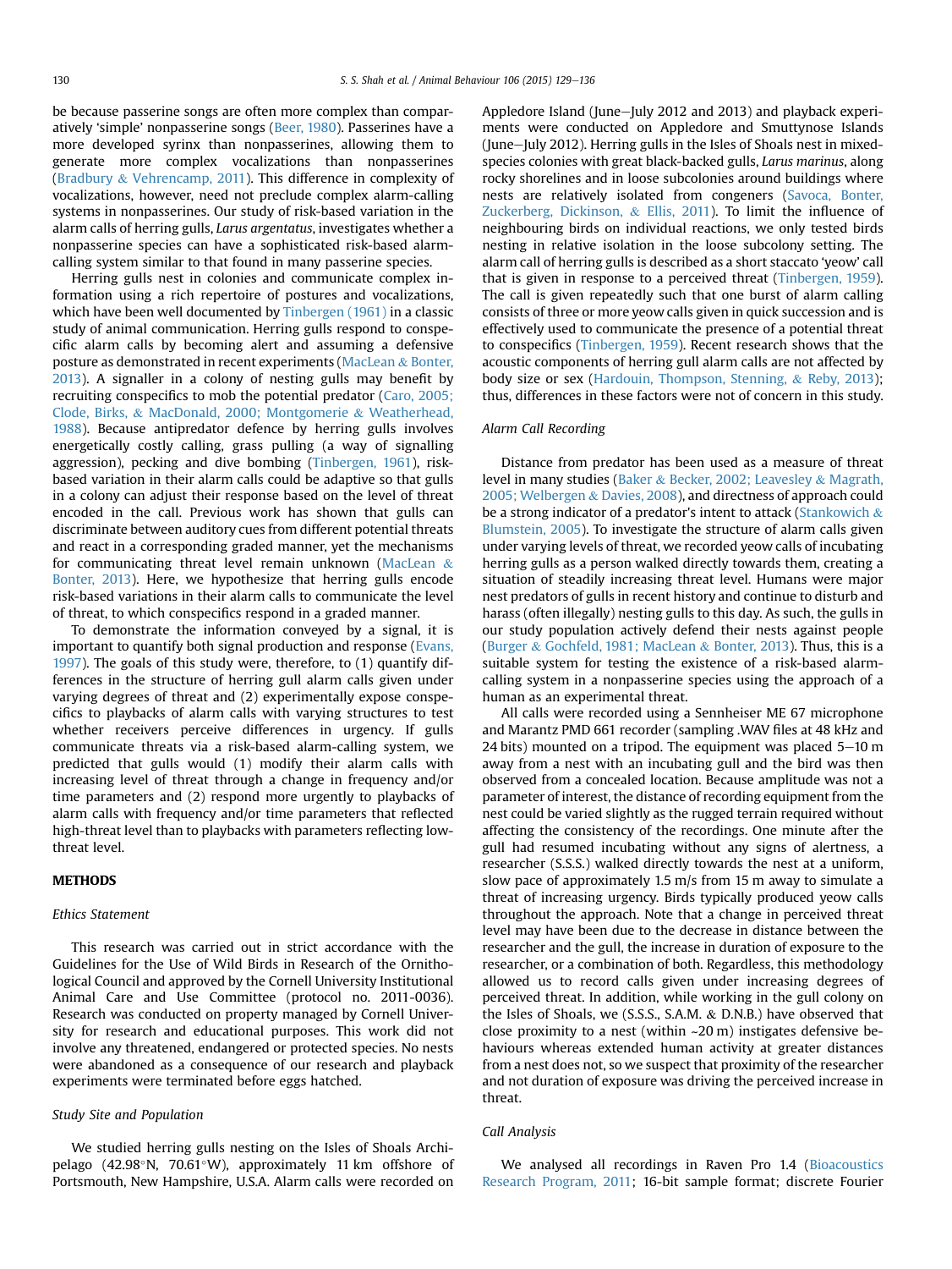be because passerine songs are often more complex than comparatively 'simple' nonpasserine songs (Beer, 1980). Passerines have a more developed syrinx than nonpasserines, allowing them to generate more complex vocalizations than nonpasserines (Bradbury & Vehrencamp, 2011). This difference in complexity of vocalizations, however, need not preclude complex alarm-calling systems in nonpasserines. Our study of risk-based variation in the alarm calls of herring gulls, *Larus argentatus*, investigates whether a nonpasserine species can have a sophisticated risk-based alarm-calling system similar to that found in many passerine species.

Herring gulls nest in colonies and communicate complex information using a rich repertoire of postures and vocalizations, which have been well documented by Tinbergen (1961) in a classic study of animal communication. Herring gulls respond to conspecific alarm calls by becoming alert and assuming a defensive posture as demonstrated in recent experiments (MacLean & Bonter, 2013). A signaller in a colony of nesting gulls may benefit by recruiting conspecifics to mob the potential predator (Caro, 2005; Clode, Birks, & MacDonald, 2000; Montgomerie & Weatherhead, 1988). Because antipredator defence by herring gulls involves energetically costly calling, grass pulling (a way of signalling aggression), pecking and dive bombing (Tinbergen, 1961), risk-based variation in their alarm calls could be adaptive so that gulls in a colony can adjust their response based on the level of threat encoded in the call. Previous work has shown that gulls can discriminate between auditory cues from different potential threats and react in a corresponding graded manner, yet the mechanisms for communicating threat level remain unknown (MacLean & Bonter, 2013). Here, we hypothesize that herring gulls encode risk-based variations in their alarm calls to communicate the level of threat, to which conspecifics respond in a graded manner.

To demonstrate the information conveyed by a signal, it is important to quantify both signal production and response (Evans, 1997). The goals of this study were, therefore, to (1) quantify differences in the structure of herring gull alarm calls given under varying degrees of threat and (2) experimentally expose conspecifics to playbacks of alarm calls with varying structures to test whether receivers perceive differences in urgency. If gulls communicate threats via a risk-based alarm-calling system, we predicted that gulls would (1) modify their alarm calls with increasing level of threat through a change in frequency and/or time parameters and (2) respond more urgently to playbacks of alarm calls with frequency and/or time parameters that reflected high-threat level than to playbacks with parameters reflecting low-threat level.

## METHODS

### Ethics Statement

This research was carried out in strict accordance with the Guidelines for the Use of Wild Birds in Research of the Ornithological Council and approved by the Cornell University Institutional Animal Care and Use Committee (protocol no. 2011-0036). Research was conducted on property managed by Cornell University for research and educational purposes. This work did not involve any threatened, endangered or protected species. No nests were abandoned as a consequence of our research and playback experiments were terminated before eggs hatched.

### Study Site and Population

We studied herring gulls nesting on the Isles of Shoals Archipelago (42.98°N, 70.61°W), approximately 11 km offshore of Portsmouth, New Hampshire, U.S.A. Alarm calls were recorded on Appledore Island (June–July 2012 and 2013) and playback experiments were conducted on Appledore and Smuttynose Islands (June–July 2012). Herring gulls in the Isles of Shoals nest in mixed-species colonies with great black-backed gulls, *Larus marinus*, along rocky shorelines and in loose subcolonies around buildings where nests are relatively isolated from congeners (Savoca, Bonter, Zuckerberg, Dickinson, & Ellis, 2011). To limit the influence of neighbouring birds on individual reactions, we only tested birds nesting in relative isolation in the loose subcolony setting. The alarm call of herring gulls is described as a short staccato 'yeow' call that is given in response to a perceived threat (Tinbergen, 1959). The call is given repeatedly such that one burst of alarm calling consists of three or more yeow calls given in quick succession and is effectively used to communicate the presence of a potential threat to conspecifics (Tinbergen, 1959). Recent research shows that the acoustic components of herring gull alarm calls are not affected by body size or sex (Hardouin, Thompson, Stenning, & Reby, 2013); thus, differences in these factors were not of concern in this study.

### Alarm Call Recording

Distance from predator has been used as a measure of threat level in many studies (Baker & Becker, 2002; Leavesley & Magrath, 2005; Welbergen & Davies, 2008), and directness of approach could be a strong indicator of a predator's intent to attack (Stankowich & Blumstein, 2005). To investigate the structure of alarm calls given under varying levels of threat, we recorded yeow calls of incubating herring gulls as a person walked directly towards them, creating a situation of steadily increasing threat level. Humans were major nest predators of gulls in recent history and continue to disturb and harass (often illegally) nesting gulls to this day. As such, the gulls in our study population actively defend their nests against people (Burger & Gochfeld, 1981; MacLean & Bonter, 2013). Thus, this is a suitable system for testing the existence of a risk-based alarm-calling system in a nonpasserine species using the approach of a human as an experimental threat.

All calls were recorded using a Sennheiser ME 67 microphone and Marantz PMD 661 recorder (sampling .WAV files at 48 kHz and 24 bits) mounted on a tripod. The equipment was placed 5–10 m away from a nest with an incubating gull and the bird was then observed from a concealed location. Because amplitude was not a parameter of interest, the distance of recording equipment from the nest could be varied slightly as the rugged terrain required without affecting the consistency of the recordings. One minute after the gull had resumed incubating without any signs of alertness, a researcher (S.S.S.) walked directly towards the nest at a uniform, slow pace of approximately 1.5 m/s from 15 m away to simulate a threat of increasing urgency. Birds typically produced yeow calls throughout the approach. Note that a change in perceived threat level may have been due to the decrease in distance between the researcher and the gull, the increase in duration of exposure to the researcher, or a combination of both. Regardless, this methodology allowed us to record calls given under increasing degrees of perceived threat. In addition, while working in the gull colony on the Isles of Shoals, we (S.S.S., S.A.M. & D.N.B.) have observed that close proximity to a nest (within ~20 m) instigates defensive behaviours whereas extended human activity at greater distances from a nest does not, so we suspect that proximity of the researcher and not duration of exposure was driving the perceived increase in threat.

### Call Analysis

We analysed all recordings in Raven Pro 1.4 (Bioacoustics Research Program, 2011; 16-bit sample format; discrete Fourier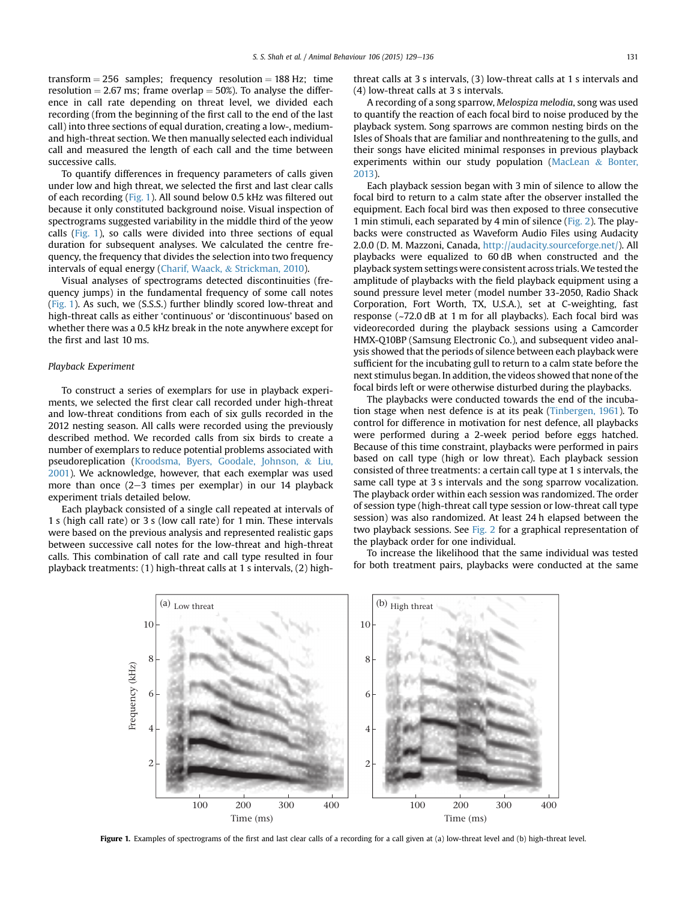transform = 256 samples; frequency resolution = 188 Hz; time resolution = 2.67 ms; frame overlap = 50%). To analyse the difference in call rate depending on threat level, we divided each recording (from the beginning of the first call to the end of the last call) into three sections of equal duration, creating a low-, medium- and high-threat section. We then manually selected each individual call and measured the length of each call and the time between successive calls.

To quantify differences in frequency parameters of calls given under low and high threat, we selected the first and last clear calls of each recording (Fig. 1). All sound below 0.5 kHz was filtered out because it only constituted background noise. Visual inspection of spectrograms suggested variability in the middle third of the yeow calls (Fig. 1), so calls were divided into three sections of equal duration for subsequent analyses. We calculated the centre frequency, the frequency that divides the selection into two frequency intervals of equal energy (Charif, Waack, & Strickman, 2010).

Visual analyses of spectrograms detected discontinuities (frequency jumps) in the fundamental frequency of some call notes (Fig. 1). As such, we (S.S.S.) further blindly scored low-threat and high-threat calls as either 'continuous' or 'discontinuous' based on whether there was a 0.5 kHz break in the note anywhere except for the first and last 10 ms.

### *Playback Experiment*

To construct a series of exemplars for use in playback experiments, we selected the first clear call recorded under high-threat and low-threat conditions from each of six gulls recorded in the 2012 nesting season. All calls were recorded using the previously described method. We recorded calls from six birds to create a number of exemplars to reduce potential problems associated with pseudoreplication (Kroodsma, Byers, Goodale, Johnson, & Liu, 2001). We acknowledge, however, that each exemplar was used more than once (2–3 times per exemplar) in our 14 playback experiment trials detailed below.

Each playback consisted of a single call repeated at intervals of 1 s (high call rate) or 3 s (low call rate) for 1 min. These intervals were based on the previous analysis and represented realistic gaps between successive call notes for the low-threat and high-threat calls. This combination of call rate and call type resulted in four playback treatments: (1) high-threat calls at 1 s intervals, (2) high-threat calls at 3 s intervals, (3) low-threat calls at 1 s intervals and (4) low-threat calls at 3 s intervals.

A recording of a song sparrow, *Melospiza melodia*, song was used to quantify the reaction of each focal bird to noise produced by the playback system. Song sparrows are common nesting birds on the Isles of Shoals that are familiar and nonthreatening to the gulls, and their songs have elicited minimal responses in previous playback experiments within our study population (MacLean & Bonter, 2013).

Each playback session began with 3 min of silence to allow the focal bird to return to a calm state after the observer installed the equipment. Each focal bird was then exposed to three consecutive 1 min stimuli, each separated by 4 min of silence (Fig. 2). The playbacks were constructed as Waveform Audio Files using Audacity 2.0.0 (D. M. Mazzoni, Canada, http://audacity.sourceforge.net/). All playbacks were equalized to 60 dB when constructed and the playback system settings were consistent across trials. We tested the amplitude of playbacks with the field playback equipment using a sound pressure level meter (model number 33-2050, Radio Shack Corporation, Fort Worth, TX, U.S.A.), set at C-weighting, fast response (~72.0 dB at 1 m for all playbacks). Each focal bird was videorecorded during the playback sessions using a Camcorder HMX-Q10BP (Samsung Electronic Co.), and subsequent video analysis showed that the periods of silence between each playback were sufficient for the incubating gull to return to a calm state before the next stimulus began. In addition, the videos showed that none of the focal birds left or were otherwise disturbed during the playbacks.

The playbacks were conducted towards the end of the incubation stage when nest defence is at its peak (Tinbergen, 1961). To control for difference in motivation for nest defence, all playbacks were performed during a 2-week period before eggs hatched. Because of this time constraint, playbacks were performed in pairs based on call type (high or low threat). Each playback session consisted of three treatments: a certain call type at 1 s intervals, the same call type at 3 s intervals and the song sparrow vocalization. The playback order within each session was randomized. The order of session type (high-threat call type session or low-threat call type session) was also randomized. At least 24 h elapsed between the two playback sessions. See Fig. 2 for a graphical representation of the playback order for one individual.

To increase the likelihood that the same individual was tested for both treatment pairs, playbacks were conducted at the same

**Figure 1.** Examples of spectrograms of the first and last clear calls of a recording for a call given at (a) low-threat level and (b) high-threat level.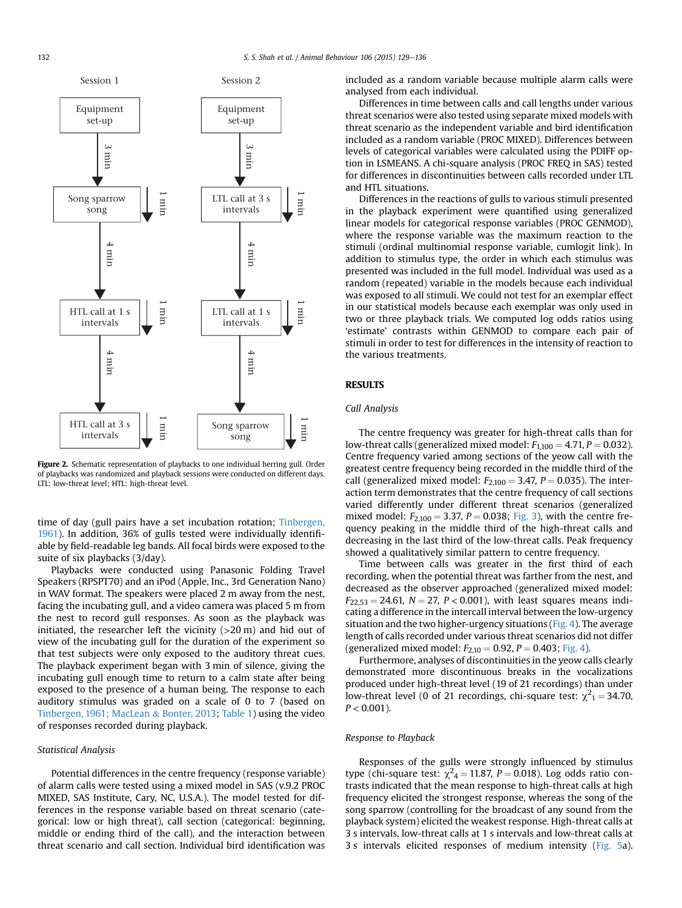Session 1

Equipment set-up

3 min

Song sparrow song

1 min

4 min

HTL call at 1 s intervals

1 min

4 min

HTL call at 3 s intervals

1 min

Session 2

Equipment set-up

3 min

LTL call at 3 s intervals

1 min

4 min

LTL call at 1 s intervals

1 min

4 min

Song sparrow song

1 min

**Figure 2.** Schematic representation of playbacks to one individual herring gull. Order of playbacks was randomized and playback sessions were conducted on different days. LTL: low-threat level; HTL: high-threat level.

time of day (gull pairs have a set incubation rotation; Tinbergen, 1961). In addition, 36% of gulls tested were individually identifiable by field-readable leg bands. All focal birds were exposed to the suite of six playbacks (3/day).

Playbacks were conducted using Panasonic Folding Travel Speakers (RPSPT70) and an iPod (Apple, Inc., 3rd Generation Nano) in WAV format. The speakers were placed 2 m away from the nest, facing the incubating gull, and a video camera was placed 5 m from the nest to record gull responses. As soon as the playback was initiated, the researcher left the vicinity (>20 m) and hid out of view of the incubating gull for the duration of the experiment so that test subjects were only exposed to the auditory threat cues. The playback experiment began with 3 min of silence, giving the incubating gull enough time to return to a calm state after being exposed to the presence of a human being. The response to each auditory stimulus was graded on a scale of 0 to 7 (based on Tinbergen, 1961; MacLean & Bonter, 2013; Table 1) using the video of responses recorded during playback.

### Statistical Analysis

Potential differences in the centre frequency (response variable) of alarm calls were tested using a mixed model in SAS (v.9.2 PROC MIXED, SAS Institute, Cary, NC, U.S.A.). The model tested for differences in the response variable based on threat scenario (categorical: low or high threat), call section (categorical: beginning, middle or ending third of the call), and the interaction between threat scenario and call section. Individual bird identification was included as a random variable because multiple alarm calls were analysed from each individual.

Differences in time between calls and call lengths under various threat scenarios were also tested using separate mixed models with threat scenario as the independent variable and bird identification included as a random variable (PROC MIXED). Differences between levels of categorical variables were calculated using the PDIFF option in LSMEANS. A chi-square analysis (PROC FREQ in SAS) tested for differences in discontinuities between calls recorded under LTL and HTL situations.

Differences in the reactions of gulls to various stimuli presented in the playback experiment were quantified using generalized linear models for categorical response variables (PROC GENMOD), where the response variable was the maximum reaction to the stimuli (ordinal multinomial response variable, cumlogit link). In addition to stimulus type, the order in which each stimulus was presented was included in the full model. Individual was used as a random (repeated) variable in the models because each individual was exposed to all stimuli. We could not test for an exemplar effect in our statistical models because each exemplar was only used in two or three playback trials. We computed log odds ratios using 'estimate' contrasts within GENMOD to compare each pair of stimuli in order to test for differences in the intensity of reaction to the various treatments.

## RESULTS

### Call Analysis

The centre frequency was greater for high-threat calls than for low-threat calls (generalized mixed model: $F_{1,100} = 4.71$, $P = 0.032$). Centre frequency varied among sections of the yeow call with the greatest centre frequency being recorded in the middle third of the call (generalized mixed model: $F_{2,100} = 3.47$, $P = 0.035$). The interaction term demonstrates that the centre frequency of call sections varied differently under different threat scenarios (generalized mixed model: $F_{2,100} = 3.37$, $P = 0.038$; Fig. 3), with the centre frequency peaking in the middle third of the high-threat calls and decreasing in the last third of the low-threat calls. Peak frequency showed a qualitatively similar pattern to centre frequency.

Time between calls was greater in the first third of each recording, when the potential threat was farther from the nest, and decreased as the observer approached (generalized mixed model: $F_{22,53} = 24.61$, $N = 27$, $P < 0.001$), with least squares means indicating a difference in the intercall interval between the low-urgency situation and the two higher-urgency situations (Fig. 4). The average length of calls recorded under various threat scenarios did not differ (generalized mixed model: $F_{2,10} = 0.92$, $P = 0.403$; Fig. 4).

Furthermore, analyses of discontinuities in the yeow calls clearly demonstrated more discontinuous breaks in the vocalizations produced under high-threat level (19 of 21 recordings) than under low-threat level (0 of 21 recordings, chi-square test: $\chi^2_1 = 34.70$, $P < 0.001$).

### Response to Playback

Responses of the gulls were strongly influenced by stimulus type (chi-square test: $\chi^2_4 = 11.87$, $P = 0.018$). Log odds ratio contrasts indicated that the mean response to high-threat calls at high frequency elicited the strongest response, whereas the song of the song sparrow (controlling for the broadcast of any sound from the playback system) elicited the weakest response. High-threat calls at 3 s intervals, low-threat calls at 1 s intervals and low-threat calls at 3 s intervals elicited responses of medium intensity (Fig. 5a).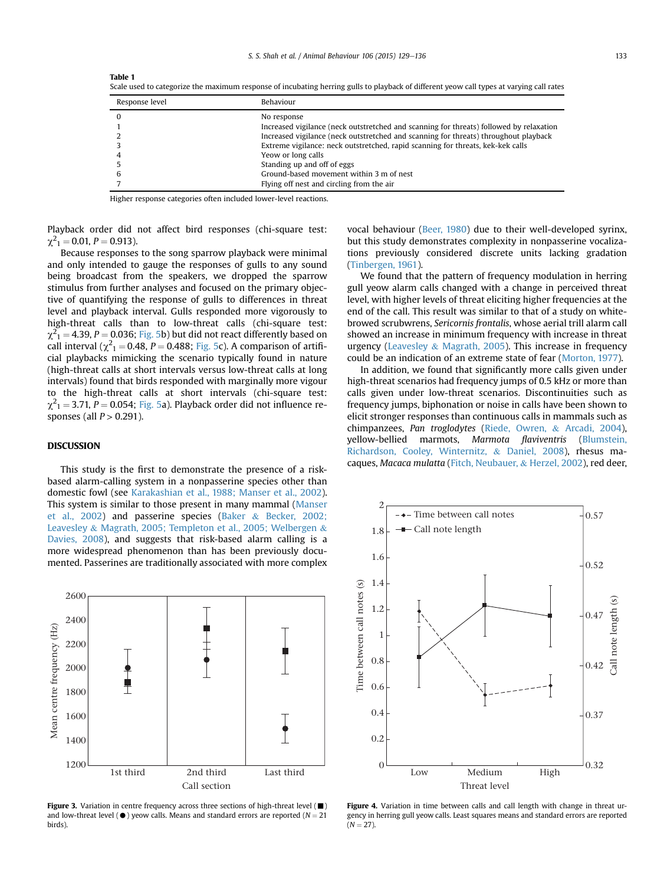**Table 1**
Scale used to categorize the maximum response of incubating herring gulls to playback of different yeow call types at varying call rates

| Response level | Behaviour |
| --- | --- |
| 0 | No response |
| 1 | Increased vigilance (neck outstretched and scanning for threats) followed by relaxation |
| 2 | Increased vigilance (neck outstretched and scanning for threats) throughout playback |
| 3 | Extreme vigilance: neck outstretched, rapid scanning for threats, kek-kek calls |
| 4 | Yeow or long calls |
| 5 | Standing up and off of eggs |
| 6 | Ground-based movement within 3 m of nest |
| 7 | Flying off nest and circling from the air |

Higher response categories often included lower-level reactions.

Playback order did not affect bird responses (chi-square test: $\chi^2_1 = 0.01$, $P = 0.913$).

Because responses to the song sparrow playback were minimal and only intended to gauge the responses of gulls to any sound being broadcast from the speakers, we dropped the sparrow stimulus from further analyses and focused on the primary objective of quantifying the response of gulls to differences in threat level and playback interval. Gulls responded more vigorously to high-threat calls than to low-threat calls (chi-square test: $\chi^2_1 = 4.39$, $P = 0.036$; Fig. 5b) but did not react differently based on call interval ($\chi^2_1 = 0.48$, $P = 0.488$; Fig. 5c). A comparison of artificial playbacks mimicking the scenario typically found in nature (high-threat calls at short intervals versus low-threat calls at long intervals) found that birds responded with marginally more vigour to the high-threat calls at short intervals (chi-square test: $\chi^2_1 = 3.71$, $P = 0.054$; Fig. 5a). Playback order did not influence responses (all $P > 0.291$).

## DISCUSSION

This study is the first to demonstrate the presence of a risk-based alarm-calling system in a nonpasserine species other than domestic fowl (see Karakashian et al., 1988; Manser et al., 2002). This system is similar to those present in many mammal (Manser et al., 2002) and passerine species (Baker & Becker, 2002; Leavesley & Magrath, 2005; Templeton et al., 2005; Welbergen & Davies, 2008), and suggests that risk-based alarm calling is a more widespread phenomenon than has been previously documented. Passerines are traditionally associated with more complex vocal behaviour (Beer, 1980) due to their well-developed syrinx, but this study demonstrates complexity in nonpasserine vocalizations previously considered discrete units lacking gradation (Tinbergen, 1961).

We found that the pattern of frequency modulation in herring gull yeow alarm calls changed with a change in perceived threat level, with higher levels of threat eliciting higher frequencies at the end of the call. This result was similar to that of a study on white-browed scrubwrens, *Sericornis frontalis*, whose aerial trill alarm call showed an increase in minimum frequency with increase in threat urgency (Leavesley & Magrath, 2005). This increase in frequency could be an indication of an extreme state of fear (Morton, 1977).

In addition, we found that significantly more calls given under high-threat scenarios had frequency jumps of 0.5 kHz or more than calls given under low-threat scenarios. Discontinuities such as frequency jumps, biphonation or noise in calls have been shown to elicit stronger responses than continuous calls in mammals such as chimpanzees, *Pan troglodytes* (Riede, Owren, & Arcadi, 2004), yellow-bellied marmots, *Marmota flaviventris* (Blumstein, Richardson, Cooley, Winternitz, & Daniel, 2008), rhesus macaques, *Macaca mulatta* (Fitch, Neubauer, & Herzel, 2002), red deer,

**Figure 3.** Variation in centre frequency across three sections of high-threat level (■) and low-threat level (●) yeow calls. Means and standard errors are reported ($N = 21$ birds).

**Figure 4.** Variation in time between calls and call length with change in threat urgency in herring gull yeow calls. Least squares means and standard errors are reported ($N = 27$).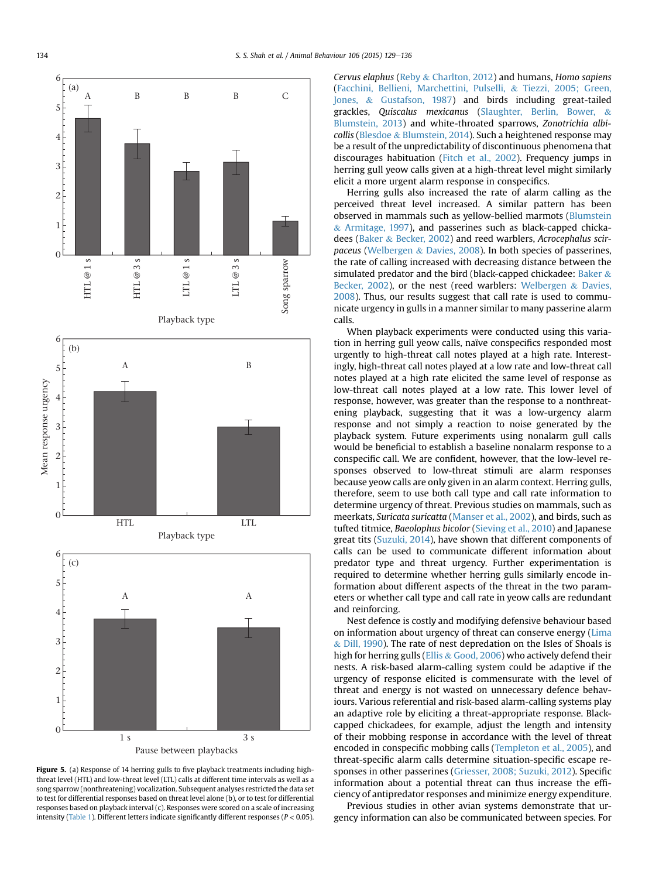(a)

A B B B C

6
5
4
3
2
1
0

HTL @ 1 s
HTL @ 3 s
LTL @ 1 s
LTL @ 3 s
Song sparrow

Playback type

(b)

A B

Mean response urgency

6
5
4
3
2
1
0

HTL
LTL

Playback type

(c)

A A

6
5
4
3
2
1
0

1 s
3 s

Pause between playbacks

**Figure 5.** (a) Response of 14 herring gulls to five playback treatments including high-threat level (HTL) and low-threat level (LTL) calls at different time intervals as well as a song sparrow (nonthreatening) vocalization. Subsequent analyses restricted the data set to test for differential responses based on threat level alone (b), or to test for differential responses based on playback interval (c). Responses were scored on a scale of increasing intensity (Table 1). Different letters indicate significantly different responses ($P < 0.05$).

*Cervus elaphus* (Reby & Charlton, 2012) and humans, *Homo sapiens* (Facchini, Bellieni, Marchettini, Pulselli, & Tiezzi, 2005; Green, Jones, & Gustafson, 1987) and birds including great-tailed grackles, *Quiscalus mexicanus* (Slaughter, Berlin, Bower, & Blumstein, 2013) and white-throated sparrows, *Zonotrichia albicollis* (Blesdoe & Blumstein, 2014). Such a heightened response may be a result of the unpredictability of discontinuous phenomena that discourages habituation (Fitch et al., 2002). Frequency jumps in herring gull yeow calls given at a high-threat level might similarly elicit a more urgent alarm response in conspecifics.

Herring gulls also increased the rate of alarm calling as the perceived threat level increased. A similar pattern has been observed in mammals such as yellow-bellied marmots (Blumstein & Armitage, 1997), and passerines such as black-capped chickadees (Baker & Becker, 2002) and reed warblers, *Acrocephalus scirpaceus* (Welbergen & Davies, 2008). In both species of passerines, the rate of calling increased with decreasing distance between the simulated predator and the bird (black-capped chickadee: Baker & Becker, 2002), or the nest (reed warblers: Welbergen & Davies, 2008). Thus, our results suggest that call rate is used to communicate urgency in gulls in a manner similar to many passerine alarm calls.

When playback experiments were conducted using this variation in herring gull yeow calls, naïve conspecifics responded most urgently to high-threat call notes played at a high rate. Interestingly, high-threat call notes played at a low rate and low-threat call notes played at a high rate elicited the same level of response as low-threat call notes played at a low rate. This lower level of response, however, was greater than the response to a nonthreatening playback, suggesting that it was a low-urgency alarm response and not simply a reaction to noise generated by the playback system. Future experiments using nonalarm gull calls would be beneficial to establish a baseline nonalarm response to a conspecific call. We are confident, however, that the low-level responses observed to low-threat stimuli are alarm responses because yeow calls are only given in an alarm context. Herring gulls, therefore, seem to use both call type and call rate information to determine urgency of threat. Previous studies on mammals, such as meerkats, *Suricata suricatta* (Manser et al., 2002), and birds, such as tufted titmice, *Baeolophus bicolor* (Sieving et al., 2010) and Japanese great tits (Suzuki, 2014), have shown that different components of calls can be used to communicate different information about predator type and threat urgency. Further experimentation is required to determine whether herring gulls similarly encode information about different aspects of the threat in the two parameters or whether call type and call rate in yeow calls are redundant and reinforcing.

Nest defence is costly and modifying defensive behaviour based on information about urgency of threat can conserve energy (Lima & Dill, 1990). The rate of nest depredation on the Isles of Shoals is high for herring gulls (Ellis & Good, 2006) who actively defend their nests. A risk-based alarm-calling system could be adaptive if the urgency of response elicited is commensurate with the level of threat and energy is not wasted on unnecessary defence behaviours. Various referential and risk-based alarm-calling systems play an adaptive role by eliciting a threat-appropriate response. Black-capped chickadees, for example, adjust the length and intensity of their mobbing response in accordance with the level of threat encoded in conspecific mobbing calls (Templeton et al., 2005), and threat-specific alarm calls determine situation-specific escape responses in other passerines (Griesser, 2008; Suzuki, 2012). Specific information about a potential threat can thus increase the efficiency of antipredator responses and minimize energy expenditure.

Previous studies in other avian systems demonstrate that urgency information can also be communicated between species. For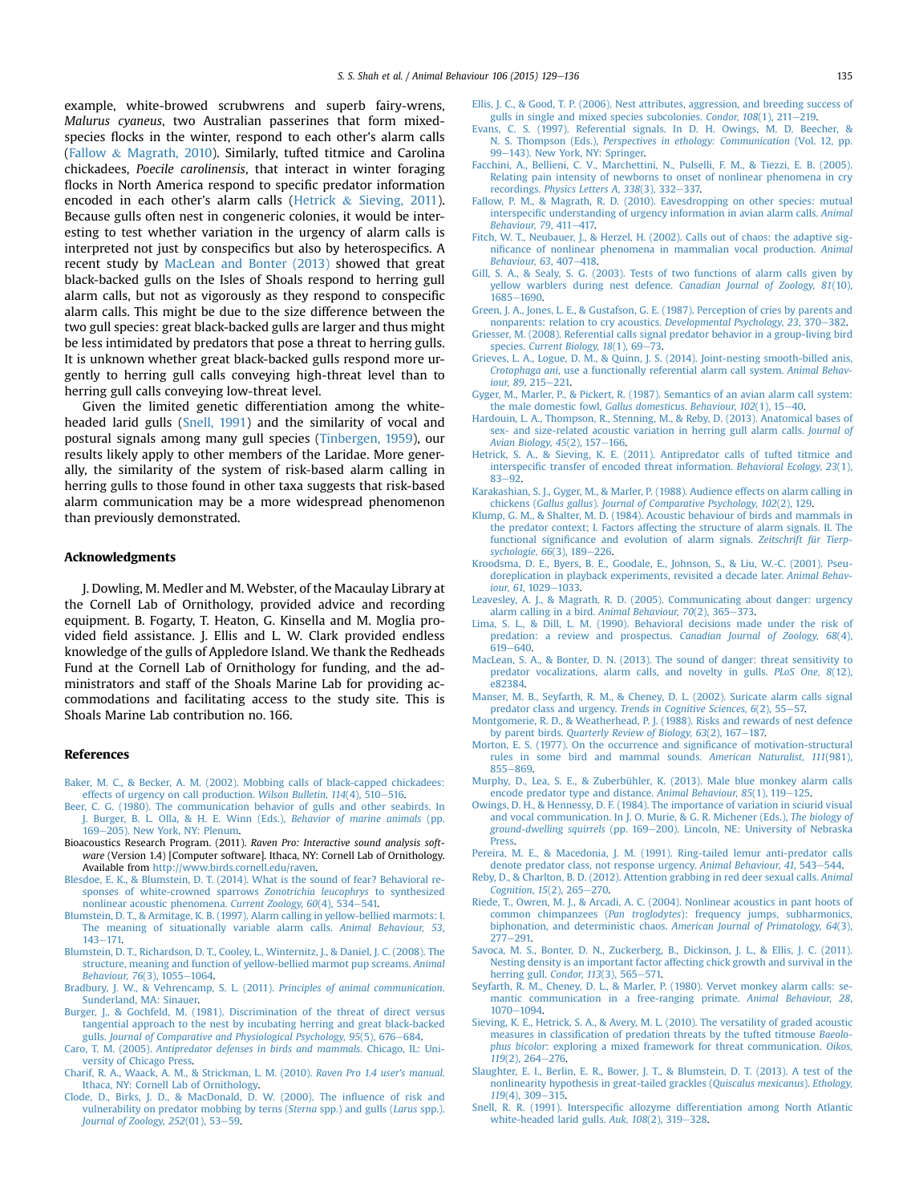example, white-browed scrubwrens and superb fairy-wrens, *Malurus cyaneus*, two Australian passerines that form mixed-species flocks in the winter, respond to each other's alarm calls (Fallow & Magrath, 2010). Similarly, tufted titmice and Carolina chickadees, *Poecile carolinensis*, that interact in winter foraging flocks in North America respond to specific predator information encoded in each other's alarm calls (Hetrick & Sieving, 2011). Because gulls often nest in congeneric colonies, it would be interesting to test whether variation in the urgency of alarm calls is interpreted not just by conspecifics but also by heterospecifics. A recent study by MacLean and Bonter (2013) showed that great black-backed gulls on the Isles of Shoals respond to herring gull alarm calls, but not as vigorously as they respond to conspecific alarm calls. This might be due to the size difference between the two gull species: great black-backed gulls are larger and thus might be less intimidated by predators that pose a threat to herring gulls. It is unknown whether great black-backed gulls respond more urgently to herring gull calls conveying high-threat level than to herring gull calls conveying low-threat level.

Given the limited genetic differentiation among the white-headed larid gulls (Snell, 1991) and the similarity of vocal and postural signals among many gull species (Tinbergen, 1959), our results likely apply to other members of the Laridae. More generally, the similarity of the system of risk-based alarm calling in herring gulls to those found in other taxa suggests that risk-based alarm communication may be a more widespread phenomenon than previously demonstrated.

## Acknowledgments

J. Dowling, M. Medler and M. Webster, of the Macaulay Library at the Cornell Lab of Ornithology, provided advice and recording equipment. B. Fogarty, T. Heaton, G. Kinsella and M. Moglia provided field assistance. J. Ellis and L. W. Clark provided endless knowledge of the gulls of Appledore Island. We thank the Redheads Fund at the Cornell Lab of Ornithology for funding, and the administrators and staff of the Shoals Marine Lab for providing accommodations and facilitating access to the study site. This is Shoals Marine Lab contribution no. 166.

## References

Baker, M. C., & Becker, A. M. (2002). Mobbing calls of black-capped chickadees: effects of urgency on call production. *Wilson Bulletin, 114*(4), 510–516.

Beer, C. G. (1980). The communication behavior of gulls and other seabirds. In J. Burger, B. L. Olla, & H. E. Winn (Eds.), *Behavior of marine animals* (pp. 169–205). New York, NY: Plenum.

Bioacoustics Research Program. (2011). *Raven Pro: Interactive sound analysis software* (Version 1.4) [Computer software]. Ithaca, NY: Cornell Lab of Ornithology. Available from http://www.birds.cornell.edu/raven.

Blesdoe, E. K., & Blumstein, D. T. (2014). What is the sound of fear? Behavioral responses of white-crowned sparrows *Zonotrichia leucophrys* to synthesized nonlinear acoustic phenomena. *Current Zoology, 60*(4), 534–541.

Blumstein, D. T., & Armitage, K. B. (1997). Alarm calling in yellow-bellied marmots: I. The meaning of situationally variable alarm calls. *Animal Behaviour, 53*, 143–171.

Blumstein, D. T., Richardson, D. T., Cooley, L., Winternitz, J., & Daniel, J. C. (2008). The structure, meaning and function of yellow-bellied marmot pup screams. *Animal Behaviour, 76*(3), 1055–1064.

Bradbury, J. W., & Vehrencamp, S. L. (2011). *Principles of animal communication*. Sunderland, MA: Sinauer.

Burger, J., & Gochfeld, M. (1981). Discrimination of the threat of direct versus tangential approach to the nest by incubating herring and great black-backed gulls. *Journal of Comparative and Physiological Psychology, 95*(5), 676–684.

Caro, T. M. (2005). *Antipredator defenses in birds and mammals*. Chicago, IL: University of Chicago Press.

Charif, R. A., Waack, A. M., & Strickman, L. M. (2010). *Raven Pro 1.4 user's manual*. Ithaca, NY: Cornell Lab of Ornithology.

Clode, D., Birks, J. D., & MacDonald, D. W. (2000). The influence of risk and vulnerability on predator mobbing by terns (*Sterna* spp.) and gulls (*Larus* spp.). *Journal of Zoology, 252*(01), 53–59.

Ellis, J. C., & Good, T. P. (2006). Nest attributes, aggression, and breeding success of gulls in single and mixed species subcolonies. *Condor, 108*(1), 211–219.

Evans, C. S. (1997). Referential signals. In D. H. Owings, M. D. Beecher, & N. S. Thompson (Eds.), *Perspectives in ethology: Communication* (Vol. 12, pp. 99–143). New York, NY: Springer.

Facchini, A., Bellieni, C. V., Marchettini, N., Pulselli, F. M., & Tiezzi, E. B. (2005). Relating pain intensity of newborns to onset of nonlinear phenomena in cry recordings. *Physics Letters A, 338*(3), 332–337.

Fallow, P. M., & Magrath, R. D. (2010). Eavesdropping on other species: mutual interspecific understanding of urgency information in avian alarm calls. *Animal Behaviour, 79*, 411–417.

Fitch, W. T., Neubauer, J., & Herzel, H. (2002). Calls out of chaos: the adaptive significance of nonlinear phenomena in mammalian vocal production. *Animal Behaviour, 63*, 407–418.

Gill, S. A., & Sealy, S. G. (2003). Tests of two functions of alarm calls given by yellow warblers during nest defence. *Canadian Journal of Zoology, 81*(10), 1685–1690.

Green, J. A., Jones, L. E., & Gustafson, G. E. (1987). Perception of cries by parents and nonparents: relation to cry acoustics. *Developmental Psychology, 23*, 370–382.

Griesser, M. (2008). Referential calls signal predator behavior in a group-living bird species. *Current Biology, 18*(1), 69–73.

Grieves, L. A., Logue, D. M., & Quinn, J. S. (2014). Joint-nesting smooth-billed anis, *Crotophaga ani*, use a functionally referential alarm call system. *Animal Behaviour, 89*, 215–221.

Gyger, M., Marler, P., & Pickert, R. (1987). Semantics of an avian alarm call system: the male domestic fowl, *Gallus domesticus*. *Behaviour, 102*(1), 15–40.

Hardouin, L. A., Thompson, R., Stenning, M., & Reby, D. (2013). Anatomical bases of sex- and size-related acoustic variation in herring gull alarm calls. *Journal of Avian Biology, 45*(2), 157–166.

Hetrick, S. A., & Sieving, K. E. (2011). Antipredator calls of tufted titmice and interspecific transfer of encoded threat information. *Behavioral Ecology, 23*(1), 83–92.

Karakashian, S. J., Gyger, M., & Marler, P. (1988). Audience effects on alarm calling in chickens (*Gallus gallus*). *Journal of Comparative Psychology, 102*(2), 129.

Klump, G. M., & Shalter, M. D. (1984). Acoustic behaviour of birds and mammals in the predator context; I. Factors affecting the structure of alarm signals. II. The functional significance and evolution of alarm signals. *Zeitschrift für Tierpsychologie, 66*(3), 189–226.

Kroodsma, D. E., Byers, B. E., Goodale, E., Johnson, S., & Liu, W.-C. (2001). Pseudoreplication in playback experiments, revisited a decade later. *Animal Behaviour, 61*, 1029–1033.

Leavesley, A. J., & Magrath, R. D. (2005). Communicating about danger: urgency alarm calling in a bird. *Animal Behaviour, 70*(2), 365–373.

Lima, S. L., & Dill, L. M. (1990). Behavioral decisions made under the risk of predation: a review and prospectus. *Canadian Journal of Zoology, 68*(4), 619–640.

MacLean, S. A., & Bonter, D. N. (2013). The sound of danger: threat sensitivity to predator vocalizations, alarm calls, and novelty in gulls. *PLoS One, 8*(12), e82384.

Manser, M. B., Seyfarth, R. M., & Cheney, D. L. (2002). Suricate alarm calls signal predator class and urgency. *Trends in Cognitive Sciences, 6*(2), 55–57.

Montgomerie, R. D., & Weatherhead, P. J. (1988). Risks and rewards of nest defence by parent birds. *Quarterly Review of Biology, 63*(2), 167–187.

Morton, E. S. (1977). On the occurrence and significance of motivation-structural rules in some bird and mammal sounds. *American Naturalist, 111*(981), 855–869.

Murphy, D., Lea, S. E., & Zuberbühler, K. (2013). Male blue monkey alarm calls encode predator type and distance. *Animal Behaviour, 85*(1), 119–125.

Owings, D. H., & Hennessy, D. F. (1984). The importance of variation in sciurid visual and vocal communication. In J. O. Murie, & G. R. Michener (Eds.), *The biology of ground-dwelling squirrels* (pp. 169–200). Lincoln, NE: University of Nebraska Press.

Pereira, M. E., & Macedonia, J. M. (1991). Ring-tailed lemur anti-predator calls denote predator class, not response urgency. *Animal Behaviour, 41*, 543–544.

Reby, D., & Charlton, B. D. (2012). Attention grabbing in red deer sexual calls. *Animal Cognition, 15*(2), 265–270.

Riede, T., Owren, M. J., & Arcadi, A. C. (2004). Nonlinear acoustics in pant hoots of common chimpanzees (*Pan troglodytes*): frequency jumps, subharmonics, biphonation, and deterministic chaos. *American Journal of Primatology, 64*(3), 277–291.

Savoca, M. S., Bonter, D. N., Zuckerberg, B., Dickinson, J. L., & Ellis, J. C. (2011). Nesting density is an important factor affecting chick growth and survival in the herring gull. *Condor, 113*(3), 565–571.

Seyfarth, R. M., Cheney, D. L., & Marler, P. (1980). Vervet monkey alarm calls: semantic communication in a free-ranging primate. *Animal Behaviour, 28*, 1070–1094.

Sieving, K. E., Hetrick, S. A., & Avery, M. L. (2010). The versatility of graded acoustic measures in classification of predation threats by the tufted titmouse *Baeolophus bicolor*: exploring a mixed framework for threat communication. *Oikos, 119*(2), 264–276.

Slaughter, E. I., Berlin, E. R., Bower, J. T., & Blumstein, D. T. (2013). A test of the nonlinearity hypothesis in great-tailed grackles (*Quiscalus mexicanus*). *Ethology, 119*(4), 309–315.

Snell, R. R. (1991). Interspecific allozyme differentiation among North Atlantic white-headed larid gulls. *Auk, 108*(2), 319–328.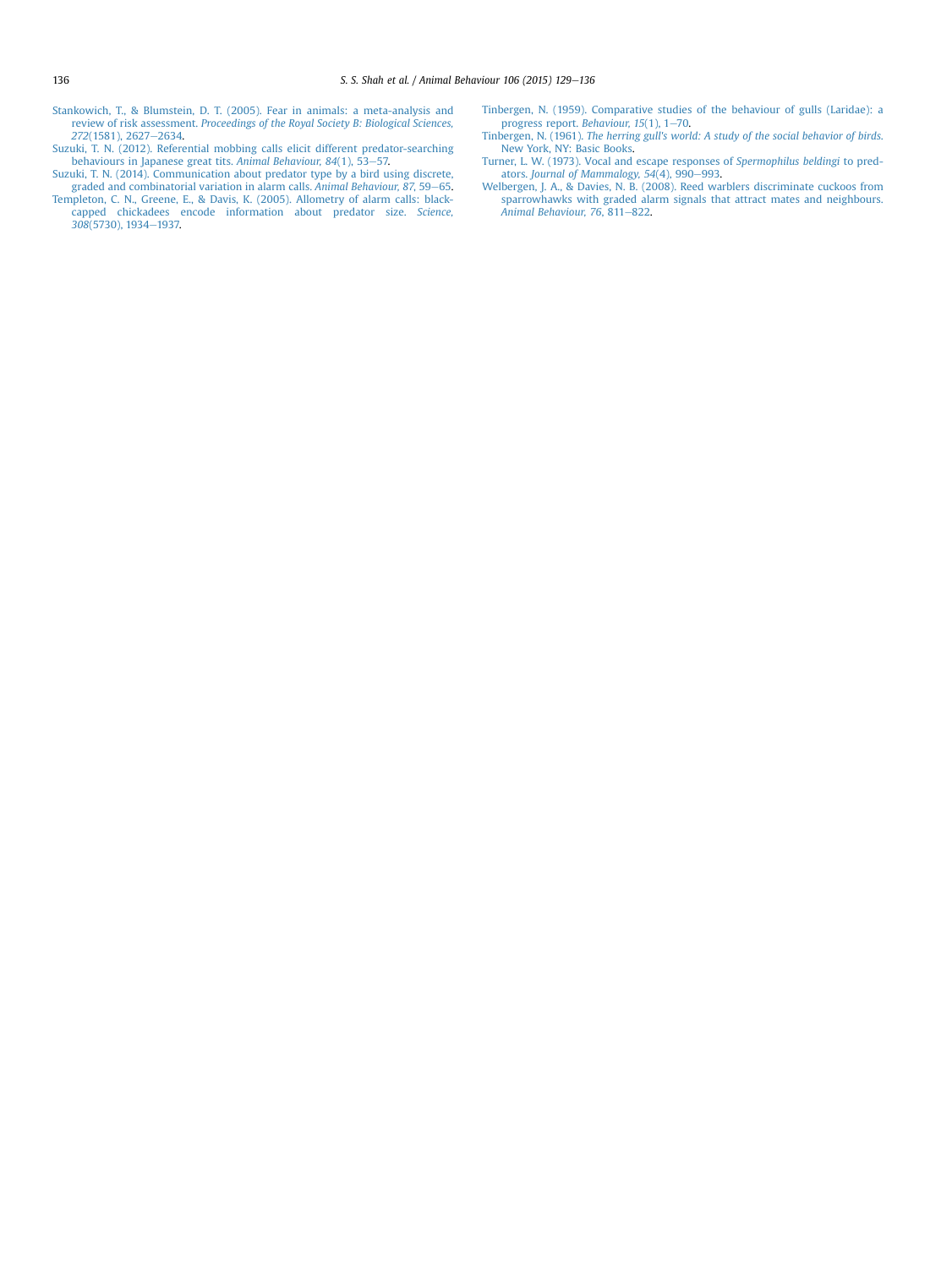Stankowich, T., & Blumstein, D. T. (2005). Fear in animals: a meta-analysis and review of risk assessment. *Proceedings of the Royal Society B: Biological Sciences, 272*(1581), 2627–2634.

Suzuki, T. N. (2012). Referential mobbing calls elicit different predator-searching behaviours in Japanese great tits. *Animal Behaviour, 84*(1), 53–57.

Suzuki, T. N. (2014). Communication about predator type by a bird using discrete, graded and combinatorial variation in alarm calls. *Animal Behaviour, 87*, 59–65.

Templeton, C. N., Greene, E., & Davis, K. (2005). Allometry of alarm calls: black-capped chickadees encode information about predator size. *Science, 308*(5730), 1934–1937.

Tinbergen, N. (1959). Comparative studies of the behaviour of gulls (Laridae): a progress report. *Behaviour, 15*(1), 1–70.

Tinbergen, N. (1961). *The herring gull's world: A study of the social behavior of birds.* New York, NY: Basic Books.

Turner, L. W. (1973). Vocal and escape responses of *Spermophilus beldingi* to predators. *Journal of Mammalogy, 54*(4), 990–993.

Welbergen, J. A., & Davies, N. B. (2008). Reed warblers discriminate cuckoos from sparrowhawks with graded alarm signals that attract mates and neighbours. *Animal Behaviour, 76*, 811–822.